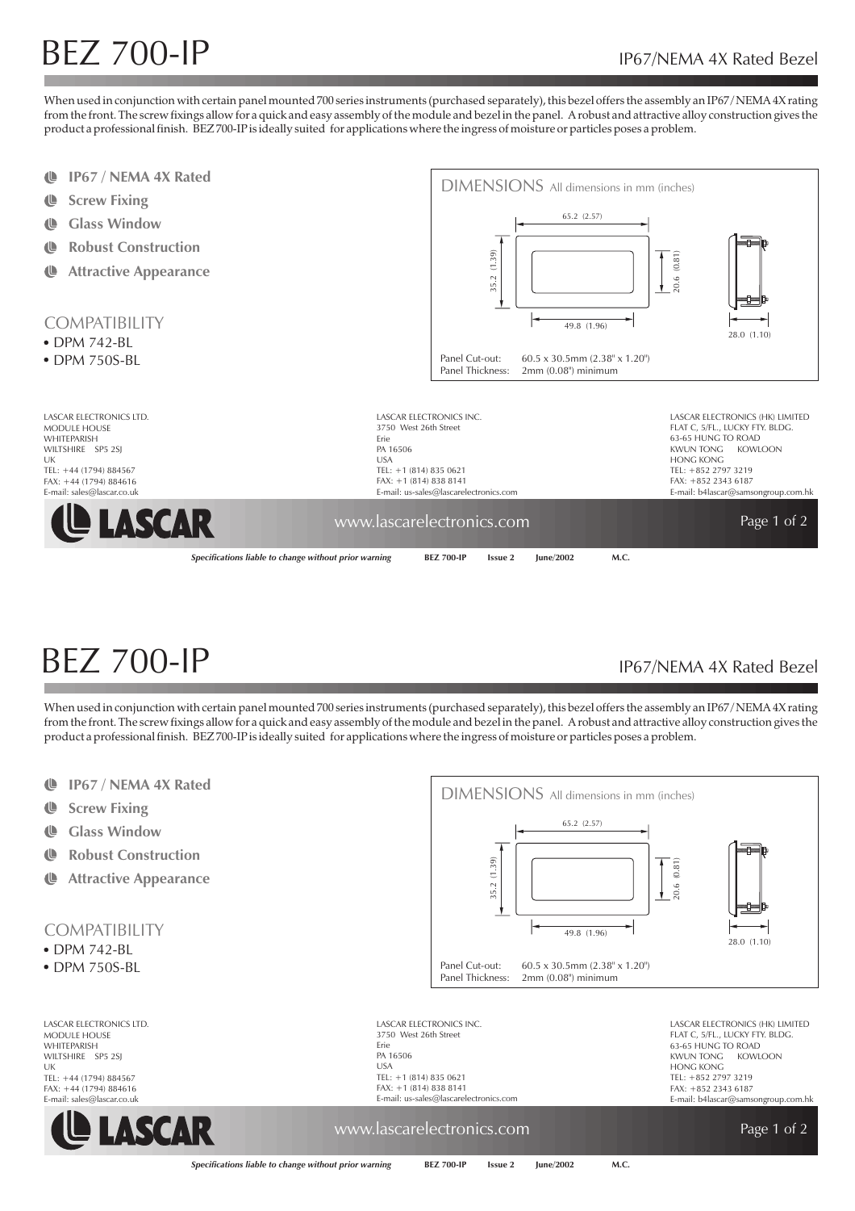# BEZ 700-IP

IP67/NEMA 4X Rated Bezel

When used in conjunction with certain panel mounted 700 series instruments (purchased separately), this bezel offers the assembly an IP67/NEMA 4X rating from the front. The screw fixings allow for a quick and easy assembly of the module and bezel in the panel. A robust and attractive alloy construction gives the product a professional finish. BEZ 700-IP is ideally suited for applications where the ingress of moisture or particles poses a problem.

- **IP67 / NEMA 4X Rated**
- **Screw Fixing**
- **Glass Window**
- **Robust Construction**
- **Attractive Appearance**

## DIMENSIONS All dimensions in mm (inches)

65.2 (2.57)

35.2 (1.39)

20.6 (0.81)

49.8 (1.96)

28.0 (1.10)

Panel Cut-out: 60.5 x 30.5mm (2.38" x 1.20")
Panel Thickness: 2mm (0.08") minimum

## COMPATIBILITY

- DPM 742-BL
- DPM 750S-BL

LASCAR ELECTRONICS LTD.
MODULE HOUSE
WHITEPARISH
WILTSHIRE SP5 2SJ
UK
TEL: +44 (1794) 884567
FAX: +44 (1794) 884616
E-mail: sales@lascar.co.uk

LASCAR ELECTRONICS INC.
3750 West 26th Street
Erie
PA 16506
USA
TEL: +1 (814) 835 0621
FAX: +1 (814) 838 8141
E-mail: us-sales@lascarelectronics.com

LASCAR ELECTRONICS (HK) LIMITED
FLAT C, 5/FL., LUCKY FTY. BLDG.
63-65 HUNG TO ROAD
KWUN TONG KOWLOON
HONG KONG
TEL: +852 2797 3219
FAX: +852 2343 6187
E-mail: b4lascar@samsongroup.com.hk

LASCAR

www.lascarelectronics.com

*Specifications liable to change without prior warning* **BEZ 700-IP Issue 2 June/2002 M.C.**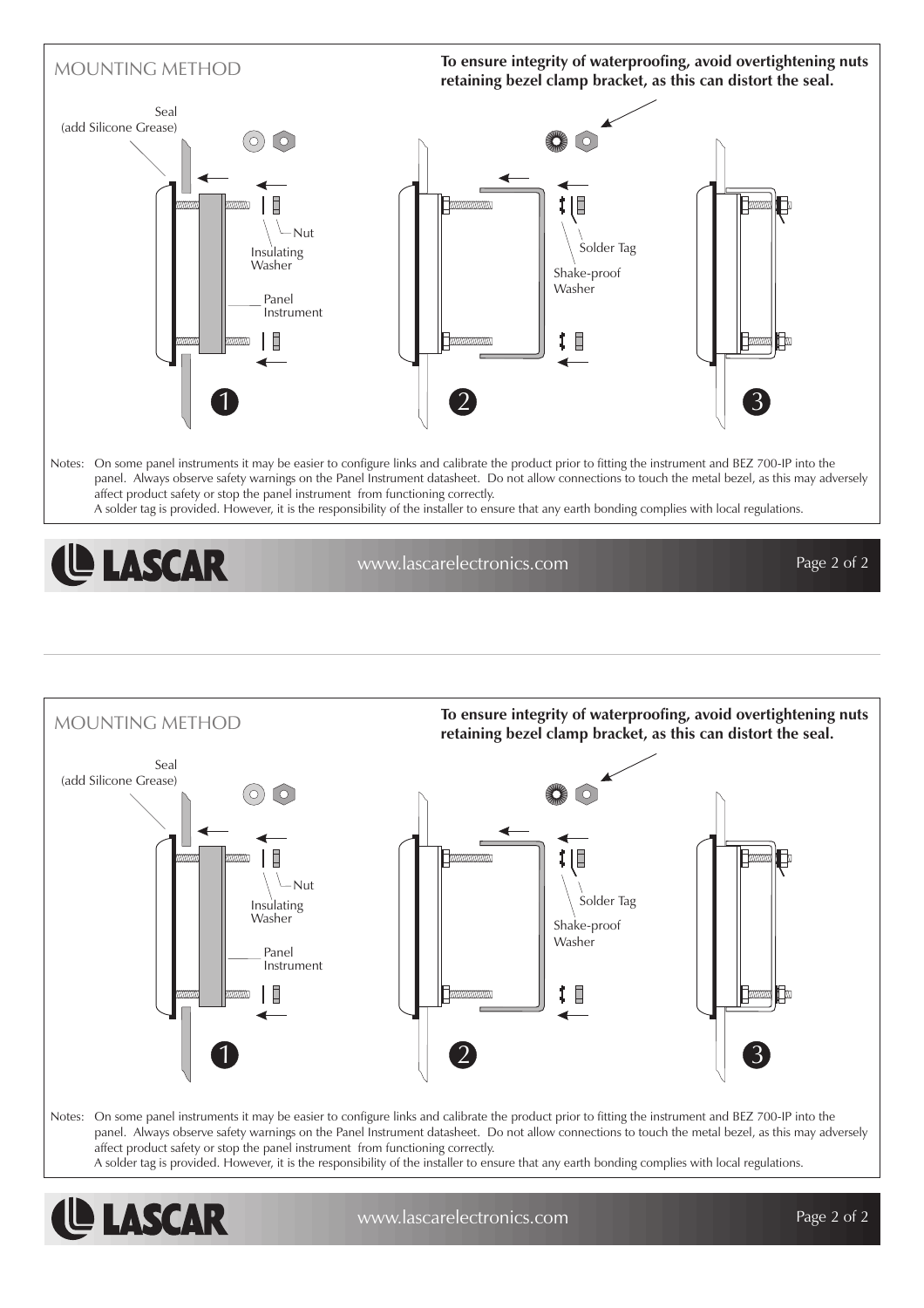## MOUNTING METHOD

**To ensure integrity of waterproofing, avoid overtightening nuts retaining bezel clamp bracket, as this can distort the seal.**

Seal (add Silicone Grease)

Nut

Insulating Washer

Panel Instrument

Solder Tag

Shake-proof Washer

1

2

3

Notes: On some panel instruments it may be easier to configure links and calibrate the product prior to fitting the instrument and BEZ 700-IP into the panel. Always observe safety warnings on the Panel Instrument datasheet. Do not allow connections to touch the metal bezel, as this may adversely affect product safety or stop the panel instrument from functioning correctly.
A solder tag is provided. However, it is the responsibility of the installer to ensure that any earth bonding complies with local regulations.

LASCAR

www.lascarelectronics.com

## MOUNTING METHOD

**To ensure integrity of waterproofing, avoid overtightening nuts retaining bezel clamp bracket, as this can distort the seal.**

Seal (add Silicone Grease)

Nut

Insulating Washer

Panel Instrument

Solder Tag

Shake-proof Washer

1

2

3

Notes: On some panel instruments it may be easier to configure links and calibrate the product prior to fitting the instrument and BEZ 700-IP into the panel. Always observe safety warnings on the Panel Instrument datasheet. Do not allow connections to touch the metal bezel, as this may adversely affect product safety or stop the panel instrument from functioning correctly.
A solder tag is provided. However, it is the responsibility of the installer to ensure that any earth bonding complies with local regulations.

LASCAR

www.lascarelectronics.com